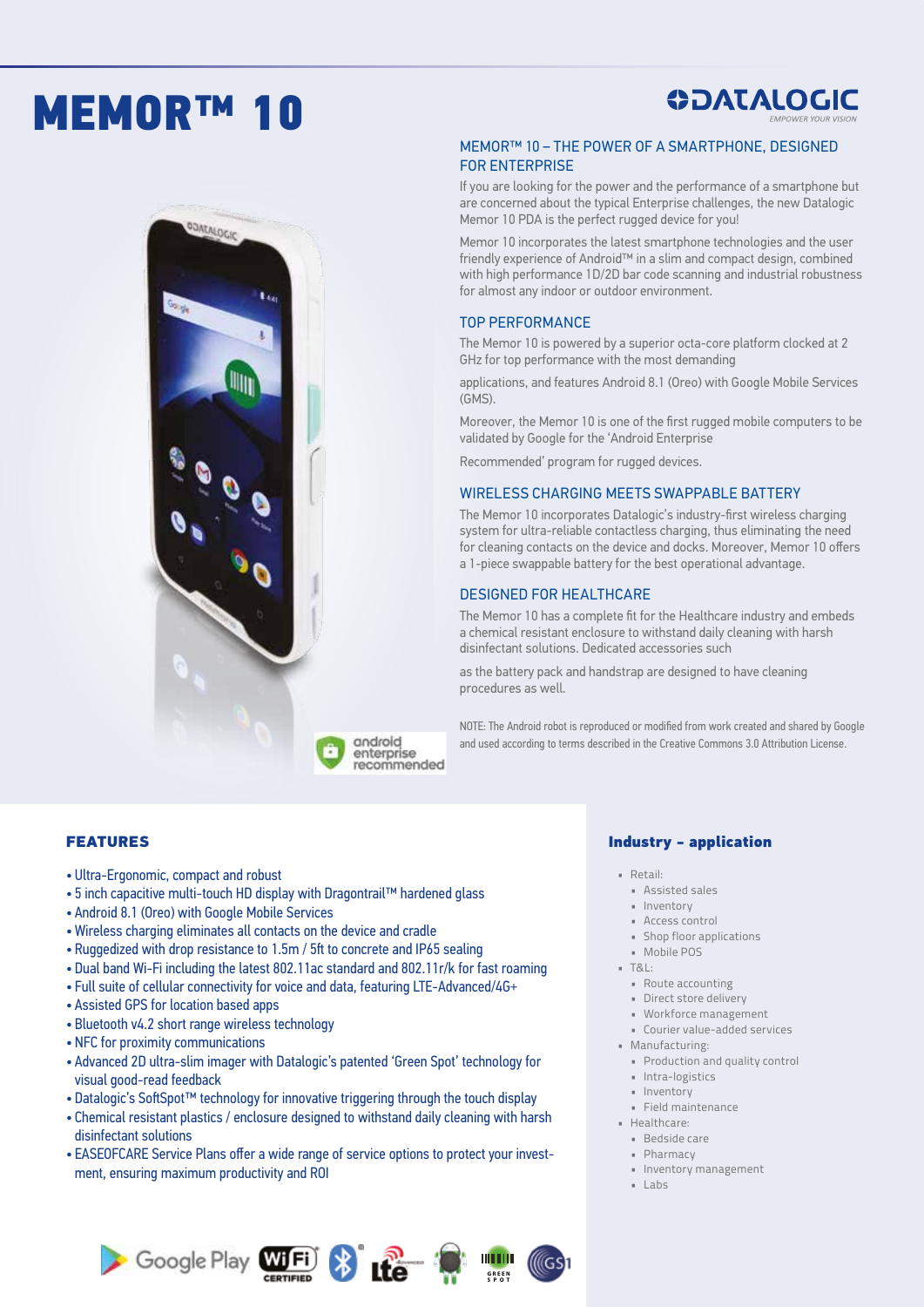# MEMOR™ 10

DATALOGIC
EMPOWER YOUR VISION

## MEMOR™ 10 – THE POWER OF A SMARTPHONE, DESIGNED FOR ENTERPRISE

If you are looking for the power and the performance of a smartphone but are concerned about the typical Enterprise challenges, the new Datalogic Memor 10 PDA is the perfect rugged device for you!

Memor 10 incorporates the latest smartphone technologies and the user friendly experience of Android™ in a slim and compact design, combined with high performance 1D/2D bar code scanning and industrial robustness for almost any indoor or outdoor environment.

## TOP PERFORMANCE

The Memor 10 is powered by a superior octa-core platform clocked at 2 GHz for top performance with the most demanding

applications, and features Android 8.1 (Oreo) with Google Mobile Services (GMS).

Moreover, the Memor 10 is one of the first rugged mobile computers to be validated by Google for the 'Android Enterprise

Recommended' program for rugged devices.

## WIRELESS CHARGING MEETS SWAPPABLE BATTERY

The Memor 10 incorporates Datalogic's industry-first wireless charging system for ultra-reliable contactless charging, thus eliminating the need for cleaning contacts on the device and docks. Moreover, Memor 10 offers a 1-piece swappable battery for the best operational advantage.

## DESIGNED FOR HEALTHCARE

The Memor 10 has a complete fit for the Healthcare industry and embeds a chemical resistant enclosure to withstand daily cleaning with harsh disinfectant solutions. Dedicated accessories such

as the battery pack and handstrap are designed to have cleaning procedures as well.

android enterprise recommended

NOTE: The Android robot is reproduced or modified from work created and shared by Google and used according to terms described in the Creative Commons 3.0 Attribution License.

## FEATURES

- Ultra-Ergonomic, compact and robust
- 5 inch capacitive multi-touch HD display with Dragontrail™ hardened glass
- Android 8.1 (Oreo) with Google Mobile Services
- Wireless charging eliminates all contacts on the device and cradle
- Ruggedized with drop resistance to 1.5m / 5ft to concrete and IP65 sealing
- Dual band Wi-Fi including the latest 802.11ac standard and 802.11r/k for fast roaming
- Full suite of cellular connectivity for voice and data, featuring LTE-Advanced/4G+
- Assisted GPS for location based apps
- Bluetooth v4.2 short range wireless technology
- NFC for proximity communications
- Advanced 2D ultra-slim imager with Datalogic's patented 'Green Spot' technology for visual good-read feedback
- Datalogic's SoftSpot™ technology for innovative triggering through the touch display
- Chemical resistant plastics / enclosure designed to withstand daily cleaning with harsh disinfectant solutions
- EASEOFCARE Service Plans offer a wide range of service options to protect your investment, ensuring maximum productivity and ROI

## Industry – application

- Retail:
  - Assisted sales
  - Inventory
  - Access control
  - Shop floor applications
  - Mobile POS
- T&L:
  - Route accounting
  - Direct store delivery
  - Workforce management
  - Courier value-added services
- Manufacturing:
  - Production and quality control
  - Intra-logistics
  - Inventory
  - Field maintenance
- Healthcare:
  - Bedside care
  - Pharmacy
  - Inventory management
  - Labs

Google Play · Wi-Fi CERTIFIED · Bluetooth · LTE Advanced · GREEN SPOT · GS1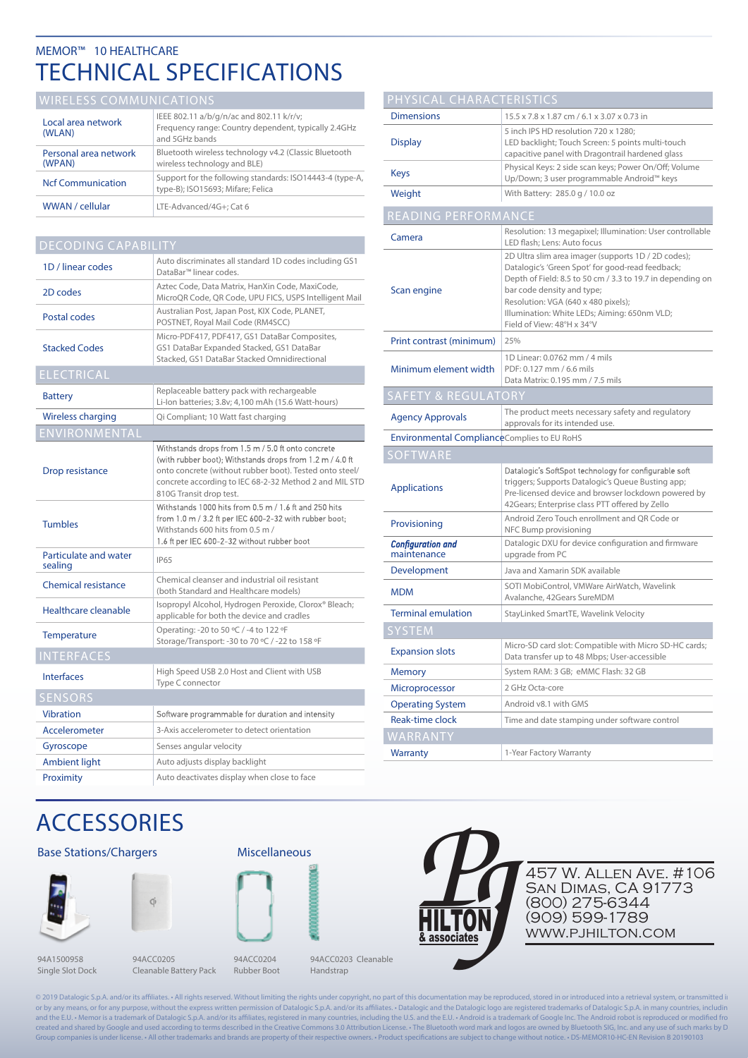MEMOR™ 10 HEALTHCARE

# TECHNICAL SPECIFICATIONS

## WIRELESS COMMUNICATIONS

| | |
|---|---|
| Local area network (WLAN) | IEEE 802.11 a/b/g/n/ac and 802.11 k/r/v; Frequency range: Country dependent, typically 2.4GHz and 5GHz bands |
| Personal area network (WPAN) | Bluetooth wireless technology v4.2 (Classic Bluetooth wireless technology and BLE) |
| Ncf Communication | Support for the following standards: ISO14443-4 (type-A, type-B); ISO15693; Mifare; Felica |
| WWAN / cellular | LTE-Advanced/4G+; Cat 6 |

## DECODING CAPABILITY

| | |
|---|---|
| 1D / linear codes | Auto discriminates all standard 1D codes including GS1 DataBar™ linear codes. |
| 2D codes | Aztec Code, Data Matrix, HanXin Code, MaxiCode, MicroQR Code, QR Code, UPU FICS, USPS Intelligent Mail |
| Postal codes | Australian Post, Japan Post, KIX Code, PLANET, POSTNET, Royal Mail Code (RM4SCC) |
| Stacked Codes | Micro-PDF417, PDF417, GS1 DataBar Composites, GS1 DataBar Expanded Stacked, GS1 DataBar Stacked, GS1 DataBar Stacked Omnidirectional |

## ELECTRICAL

| | |
|---|---|
| Battery | Replaceable battery pack with rechargeable Li-Ion batteries; 3.8v; 4,100 mAh (15.6 Watt-hours) |
| Wireless charging | Qi Compliant; 10 Watt fast charging |

## ENVIRONMENTAL

| | |
|---|---|
| Drop resistance | Withstands drops from 1.5 m / 5.0 ft onto concrete (with rubber boot); Withstands drops from 1.2 m / 4.0 ft onto concrete (without rubber boot). Tested onto steel/ concrete according to IEC 68-2-32 Method 2 and MIL STD 810G Transit drop test. |
| Tumbles | Withstands 1000 hits from 0.5 m / 1.6 ft and 250 hits from 1.0 m / 3.2 ft per IEC 600-2-32 with rubber boot; Withstands 600 hits from 0.5 m / 1.6 ft per IEC 600-2-32 without rubber boot |
| Particulate and water sealing | IP65 |
| Chemical resistance | Chemical cleanser and industrial oil resistant (both Standard and Healthcare models) |
| Healthcare cleanable | Isopropyl Alcohol, Hydrogen Peroxide, Clorox® Bleach; applicable for both the device and cradles |
| Temperature | Operating: -20 to 50 ºC / -4 to 122 ºF<br>Storage/Transport: -30 to 70 ºC / -22 to 158 ºF |

## INTERFACES

| | |
|---|---|
| Interfaces | High Speed USB 2.0 Host and Client with USB Type C connector |

## SENSORS

| | |
|---|---|
| Vibration | Software programmable for duration and intensity |
| Accelerometer | 3-Axis accelerometer to detect orientation |
| Gyroscope | Senses angular velocity |
| Ambient light | Auto adjusts display backlight |
| Proximity | Auto deactivates display when close to face |

## PHYSICAL CHARACTERISTICS

| | |
|---|---|
| Dimensions | 15.5 x 7.8 x 1.87 cm / 6.1 x 3.07 x 0.73 in |
| Display | 5 inch IPS HD resolution 720 x 1280; LED backlight; Touch Screen: 5 points multi-touch capacitive panel with Dragontrail hardened glass |
| Keys | Physical Keys: 2 side scan keys; Power On/Off; Volume Up/Down; 3 user programmable Android™ keys |
| Weight | With Battery: 285.0 g / 10.0 oz |

## READING PERFORMANCE

| | |
|---|---|
| Camera | Resolution: 13 megapixel; Illumination: User controllable LED flash; Lens: Auto focus |
| Scan engine | 2D Ultra slim area imager (supports 1D / 2D codes); Datalogic's 'Green Spot' for good-read feedback; Depth of Field: 8.5 to 50 cm / 3.3 to 19.7 in depending on bar code density and type; Resolution: VGA (640 x 480 pixels); Illumination: White LEDs; Aiming: 650nm VLD; Field of View: 48°H x 34°V |
| Print contrast (minimum) | 25% |
| Minimum element width | 1D Linear: 0.0762 mm / 4 mils<br>PDF: 0.127 mm / 6.6 mils<br>Data Matrix: 0.195 mm / 7.5 mils |

## SAFETY & REGULATORY

| | |
|---|---|
| Agency Approvals | The product meets necessary safety and regulatory approvals for its intended use. |
| Environmental Compliance | Complies to EU RoHS |

## SOFTWARE

| | |
|---|---|
| Applications | Datalogic's SoftSpot technology for configurable soft triggers; Supports Datalogic's Queue Busting app; Pre-licensed device and browser lockdown powered by 42Gears; Enterprise class PTT offered by Zello |
| Provisioning | Android Zero Touch enrollment and QR Code or NFC Bump provisioning |
| Configuration and maintenance | Datalogic DXU for device configuration and firmware upgrade from PC |
| Development | Java and Xamarin SDK available |
| MDM | SOTI MobiControl, VMWare AirWatch, Wavelink Avalanche, 42Gears SureMDM |
| Terminal emulation | StayLinked SmartTE, Wavelink Velocity |

## SYSTEM

| | |
|---|---|
| Expansion slots | Micro-SD card slot: Compatible with Micro SD-HC cards; Data transfer up to 48 Mbps; User-accessible |
| Memory | System RAM: 3 GB; eMMC Flash: 32 GB |
| Microprocessor | 2 GHz Octa-core |
| Operating System | Android v8.1 with GMS |
| Reak-time clock | Time and date stamping under software control |

## WARRANTY

| | |
|---|---|
| Warranty | 1-Year Factory Warranty |

# ACCESSORIES

### Base Stations/Chargers

94A1500958
Single Slot Dock

94ACC0205
Cleanable Battery Pack

### Miscellaneous

94ACC0204
Rubber Boot

94ACC0203 Cleanable
Handstrap

HILTON & associates

457 W. Allen Ave. #106
San Dimas, CA 91773
(800) 275-6344
(909) 599-1789
WWW.PJHILTON.COM

© 2019 Datalogic S.p.A. and/or its affiliates. • All rights reserved. Without limiting the rights under copyright, no part of this documentation may be reproduced, stored in or introduced into a retrieval system, or transmitted i or by any means, or for any purpose, without the express written permission of Datalogic S.p.A. and/or its affiliates. • Datalogic and the Datalogic logo are registered trademarks of Datalogic S.p.A. in many countries, includin and the E.U. • Memor is a trademark of Datalogic S.p.A. and/or its affiliates, registered in many countries, including the U.S. and the E.U. • Android is a trademark of Google Inc. The Android robot is reproduced or modified fro created and shared by Google and used according to terms described in the Creative Commons 3.0 Attribution License. • The Bluetooth word mark and logos are owned by Bluetooth SIG, Inc. and any use of such marks by D Group companies is under license. • All other trademarks and brands are property of their respective owners. • Product specifications are subject to change without notice. • DS-MEMOR10-HC-EN Revision B 20190103